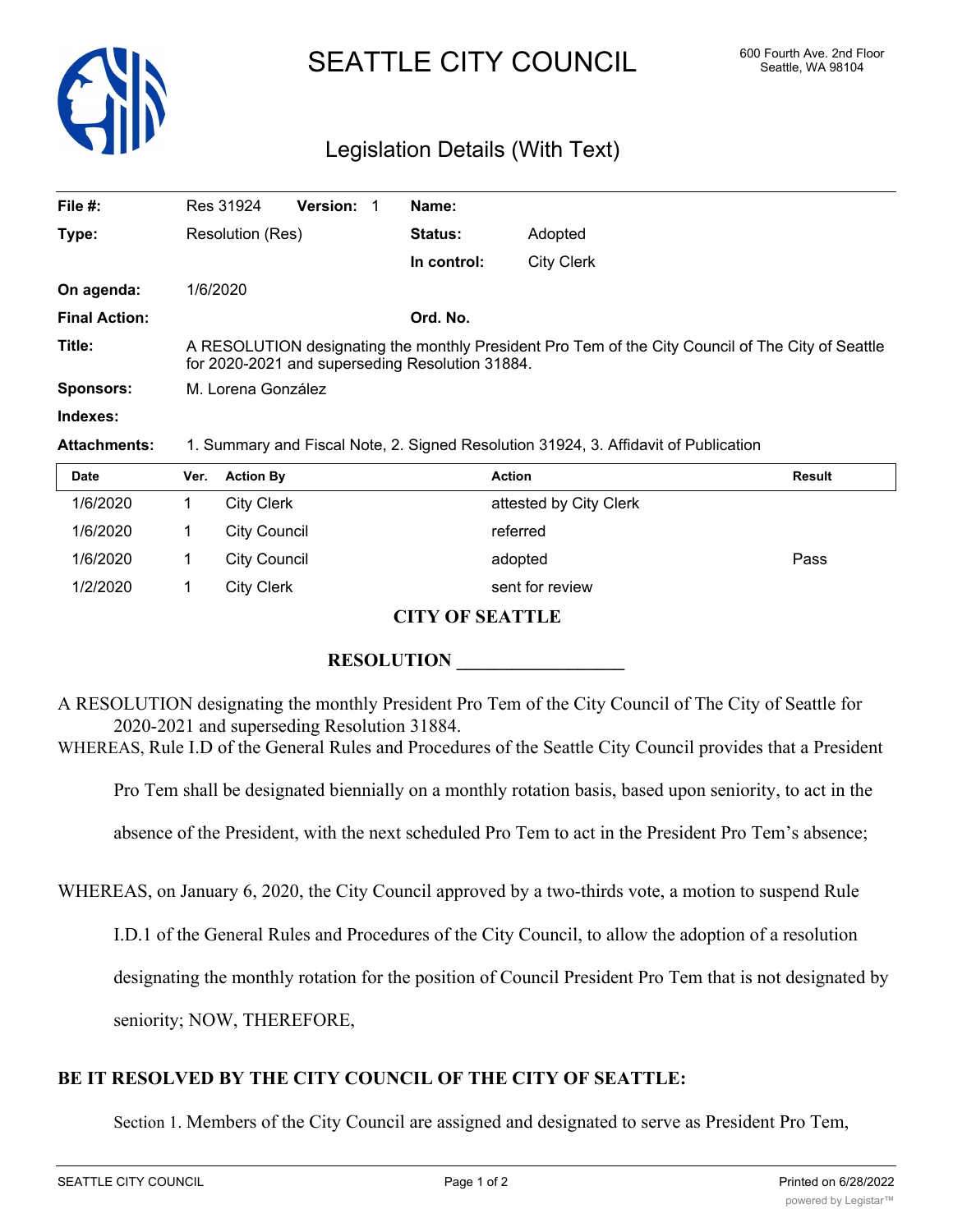# SEATTLE CITY COUNCIL

600 Fourth Ave. 2nd Floor
Seattle, WA 98104

## Legislation Details (With Text)

| | | | |
|---|---|---|---|
| **File #:** | Res 31924 **Version:** 1 | **Name:** | |
| **Type:** | Resolution (Res) | **Status:** | Adopted |
| | | **In control:** | City Clerk |
| **On agenda:** | 1/6/2020 | | |
| **Final Action:** | | **Ord. No.** | |
| **Title:** | A RESOLUTION designating the monthly President Pro Tem of the City Council of The City of Seattle for 2020-2021 and superseding Resolution 31884. | | |
| **Sponsors:** | M. Lorena González | | |
| **Indexes:** | | | |
| **Attachments:** | 1. Summary and Fiscal Note, 2. Signed Resolution 31924, 3. Affidavit of Publication | | |

| Date | Ver. | Action By | Action | Result |
|---|---|---|---|---|
| 1/6/2020 | 1 | City Clerk | attested by City Clerk | |
| 1/6/2020 | 1 | City Council | referred | |
| 1/6/2020 | 1 | City Council | adopted | Pass |
| 1/2/2020 | 1 | City Clerk | sent for review | |

**CITY OF SEATTLE**

**RESOLUTION \_\_\_\_\_\_\_\_\_\_\_\_\_\_\_\_\_\_**

A RESOLUTION designating the monthly President Pro Tem of the City Council of The City of Seattle for 2020-2021 and superseding Resolution 31884.

WHEREAS, Rule I.D of the General Rules and Procedures of the Seattle City Council provides that a President Pro Tem shall be designated biennially on a monthly rotation basis, based upon seniority, to act in the absence of the President, with the next scheduled Pro Tem to act in the President Pro Tem's absence;

WHEREAS, on January 6, 2020, the City Council approved by a two-thirds vote, a motion to suspend Rule I.D.1 of the General Rules and Procedures of the City Council, to allow the adoption of a resolution designating the monthly rotation for the position of Council President Pro Tem that is not designated by seniority; NOW, THEREFORE,

**BE IT RESOLVED BY THE CITY COUNCIL OF THE CITY OF SEATTLE:**

Section 1. Members of the City Council are assigned and designated to serve as President Pro Tem,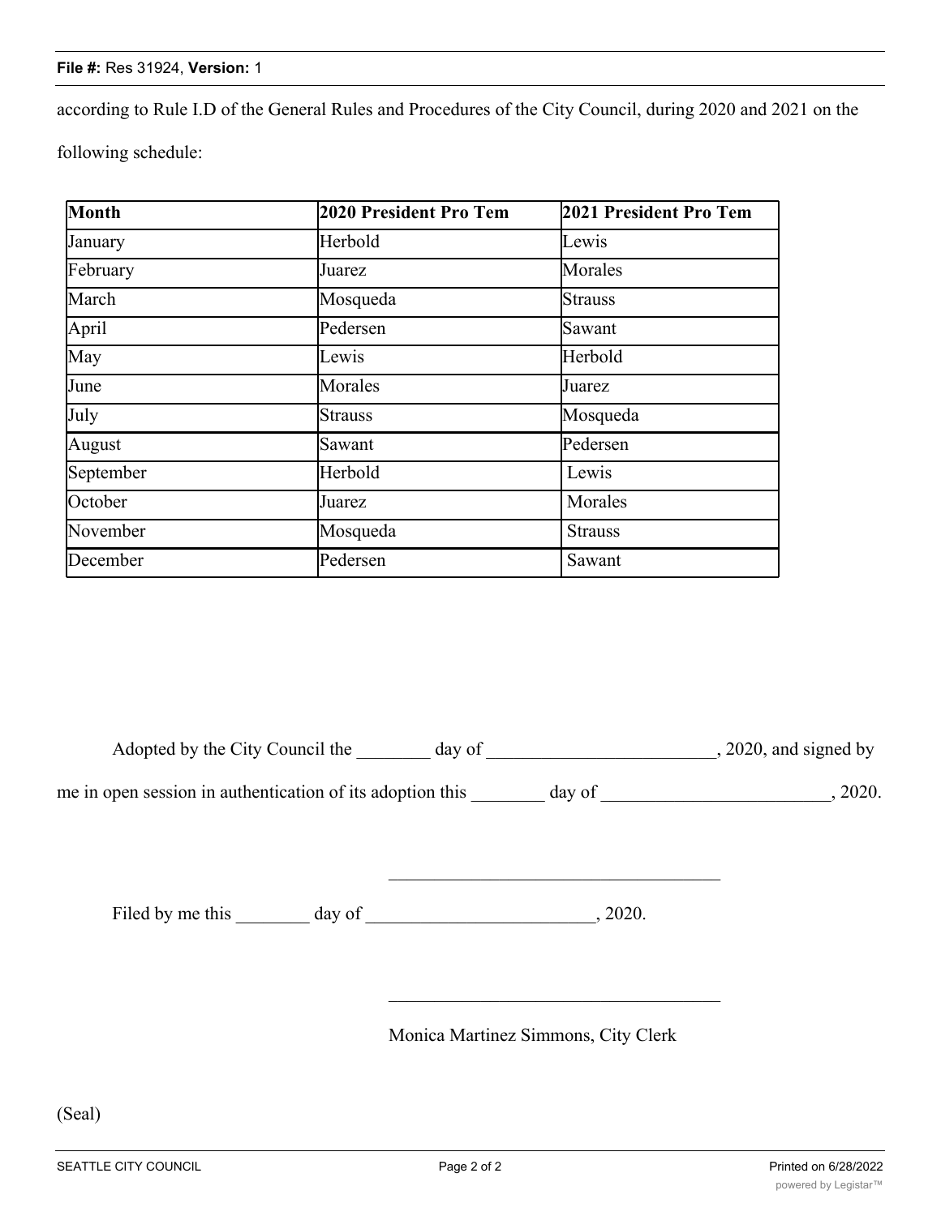according to Rule I.D of the General Rules and Procedures of the City Council, during 2020 and 2021 on the following schedule:

| **Month** | **2020 President Pro Tem** | **2021 President Pro Tem** |
|---|---|---|
| January | Herbold | Lewis |
| February | Juarez | Morales |
| March | Mosqueda | Strauss |
| April | Pedersen | Sawant |
| May | Lewis | Herbold |
| June | Morales | Juarez |
| July | Strauss | Mosqueda |
| August | Sawant | Pedersen |
| September | Herbold | Lewis |
| October | Juarez | Morales |
| November | Mosqueda | Strauss |
| December | Pedersen | Sawant |

Adopted by the City Council the ________ day of _________________________, 2020, and signed by me in open session in authentication of its adoption this ________ day of _________________________, 2020.

____________________________________

Filed by me this ________ day of _________________________, 2020.

____________________________________

Monica Martinez Simmons, City Clerk

(Seal)